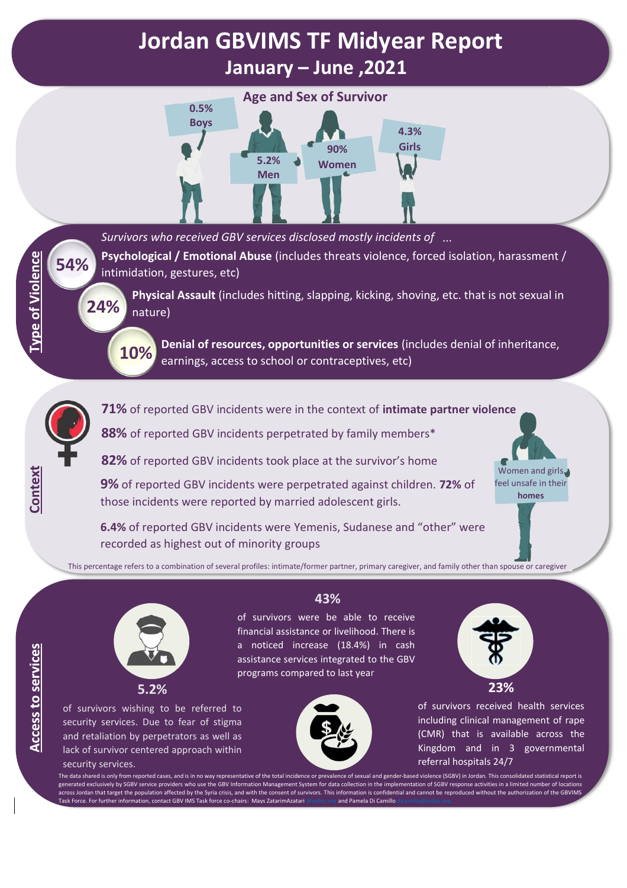# Jordan GBVIMS TF Midyear Report

## January – June ,2021

### Age and Sex of Survivor

- 0.5% Boys
- 5.2% Men
- 90% Women
- 4.3% Girls

### Type of Violence

*Survivors who received GBV services disclosed mostly incidents of …*

**54%** **Psychological / Emotional Abuse** (includes threats violence, forced isolation, harassment / intimidation, gestures, etc)

**24%** **Physical Assault** (includes hitting, slapping, kicking, shoving, etc. that is not sexual in nature)

**10%** **Denial of resources, opportunities or services** (includes denial of inheritance, earnings, access to school or contraceptives, etc)

### Context

**71%** of reported GBV incidents were in the context of **intimate partner violence**

**88%** of reported GBV incidents perpetrated by family members*

**82%** of reported GBV incidents took place at the survivor's home

**9%** of reported GBV incidents were perpetrated against children. **72%** of those incidents were reported by married adolescent girls.

**6.4%** of reported GBV incidents were Yemenis, Sudanese and "other" were recorded as highest out of minority groups

Women and girls feel unsafe in their **homes**

This percentage refers to a combination of several profiles: intimate/former partner, primary caregiver, and family other than spouse or caregiver

### Access to services

**5.2%** of survivors wishing to be referred to security services. Due to fear of stigma and retaliation by perpetrators as well as lack of survivor centered approach within security services.

**43%** of survivors were be able to receive financial assistance or livelihood. There is a noticed increase (18.4%) in cash assistance services integrated to the GBV programs compared to last year

**23%** of survivors received health services including clinical management of rape (CMR) that is available across the Kingdom and in 3 governmental referral hospitals 24/7

The data shared is only from reported cases, and is in no way representative of the total incidence or prevalence of sexual and gender-based violence (SGBV) in Jordan. This consolidated statistical report is generated exclusively by SGBV service providers who use the GBV Information Management System for data collection in the implementation of SGBV response activities in a limited number of locations across Jordan that target the population affected by the Syria crisis, and with the consent of survivors. This information is confidential and cannot be reproduced without the authorization of the GBVIMS Task Force. For further information, contact GBV IMS Task force co-chairs: Mays ZatarimAzatari @unhcr.org and Pamela Di Camillo dicamillo@unfpa.org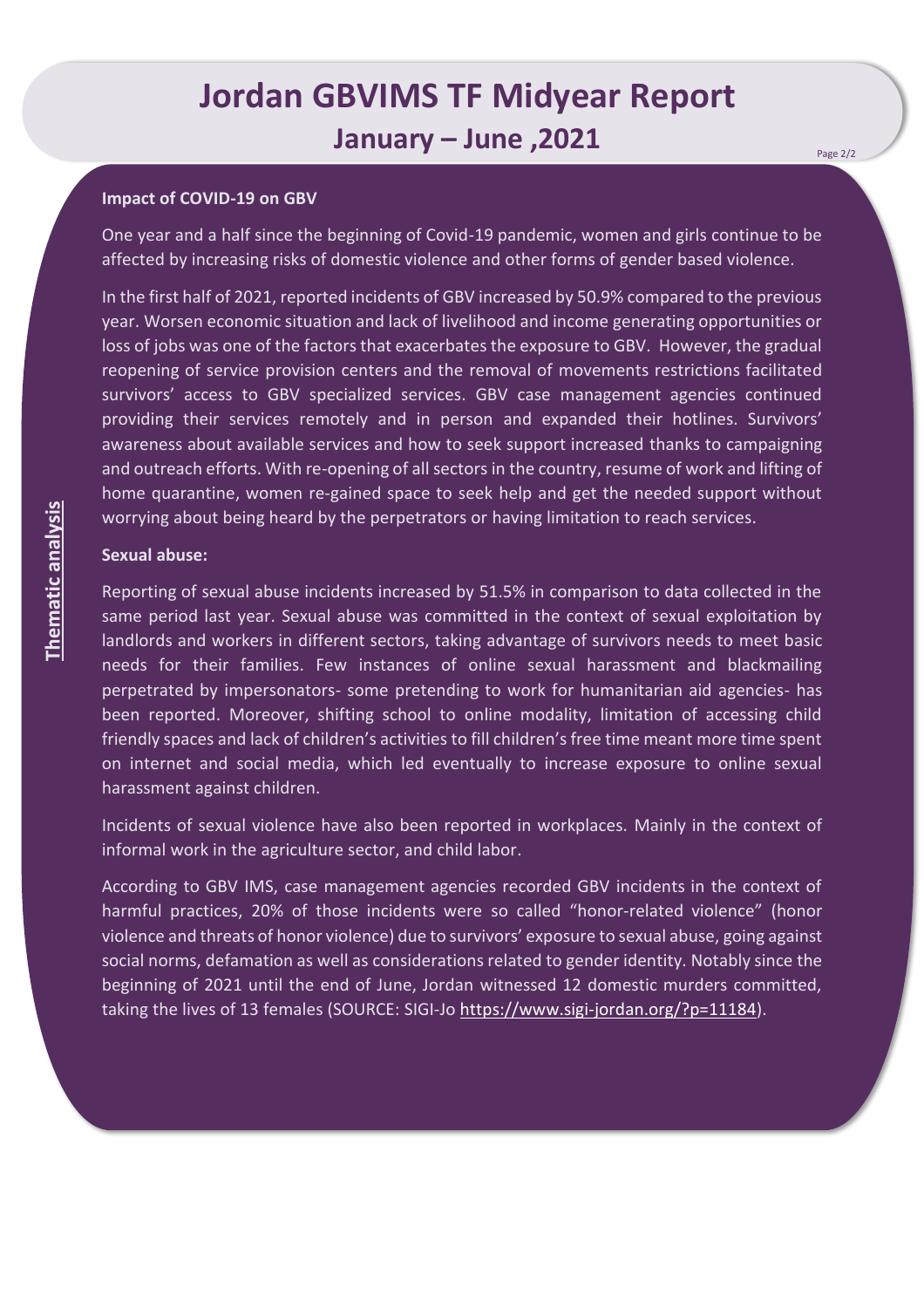# Jordan GBVIMS TF Midyear Report

## January – June ,2021

**Thematic analysis**

**Impact of COVID-19 on GBV**

One year and a half since the beginning of Covid-19 pandemic, women and girls continue to be affected by increasing risks of domestic violence and other forms of gender based violence.

In the first half of 2021, reported incidents of GBV increased by 50.9% compared to the previous year. Worsen economic situation and lack of livelihood and income generating opportunities or loss of jobs was one of the factors that exacerbates the exposure to GBV. However, the gradual reopening of service provision centers and the removal of movements restrictions facilitated survivors' access to GBV specialized services. GBV case management agencies continued providing their services remotely and in person and expanded their hotlines. Survivors' awareness about available services and how to seek support increased thanks to campaigning and outreach efforts. With re-opening of all sectors in the country, resume of work and lifting of home quarantine, women re-gained space to seek help and get the needed support without worrying about being heard by the perpetrators or having limitation to reach services.

**Sexual abuse:**

Reporting of sexual abuse incidents increased by 51.5% in comparison to data collected in the same period last year. Sexual abuse was committed in the context of sexual exploitation by landlords and workers in different sectors, taking advantage of survivors needs to meet basic needs for their families. Few instances of online sexual harassment and blackmailing perpetrated by impersonators- some pretending to work for humanitarian aid agencies- has been reported. Moreover, shifting school to online modality, limitation of accessing child friendly spaces and lack of children's activities to fill children's free time meant more time spent on internet and social media, which led eventually to increase exposure to online sexual harassment against children.

Incidents of sexual violence have also been reported in workplaces. Mainly in the context of informal work in the agriculture sector, and child labor.

According to GBV IMS, case management agencies recorded GBV incidents in the context of harmful practices, 20% of those incidents were so called "honor-related violence" (honor violence and threats of honor violence) due to survivors' exposure to sexual abuse, going against social norms, defamation as well as considerations related to gender identity. Notably since the beginning of 2021 until the end of June, Jordan witnessed 12 domestic murders committed, taking the lives of 13 females (SOURCE: SIGI-Jo https://www.sigi-jordan.org/?p=11184).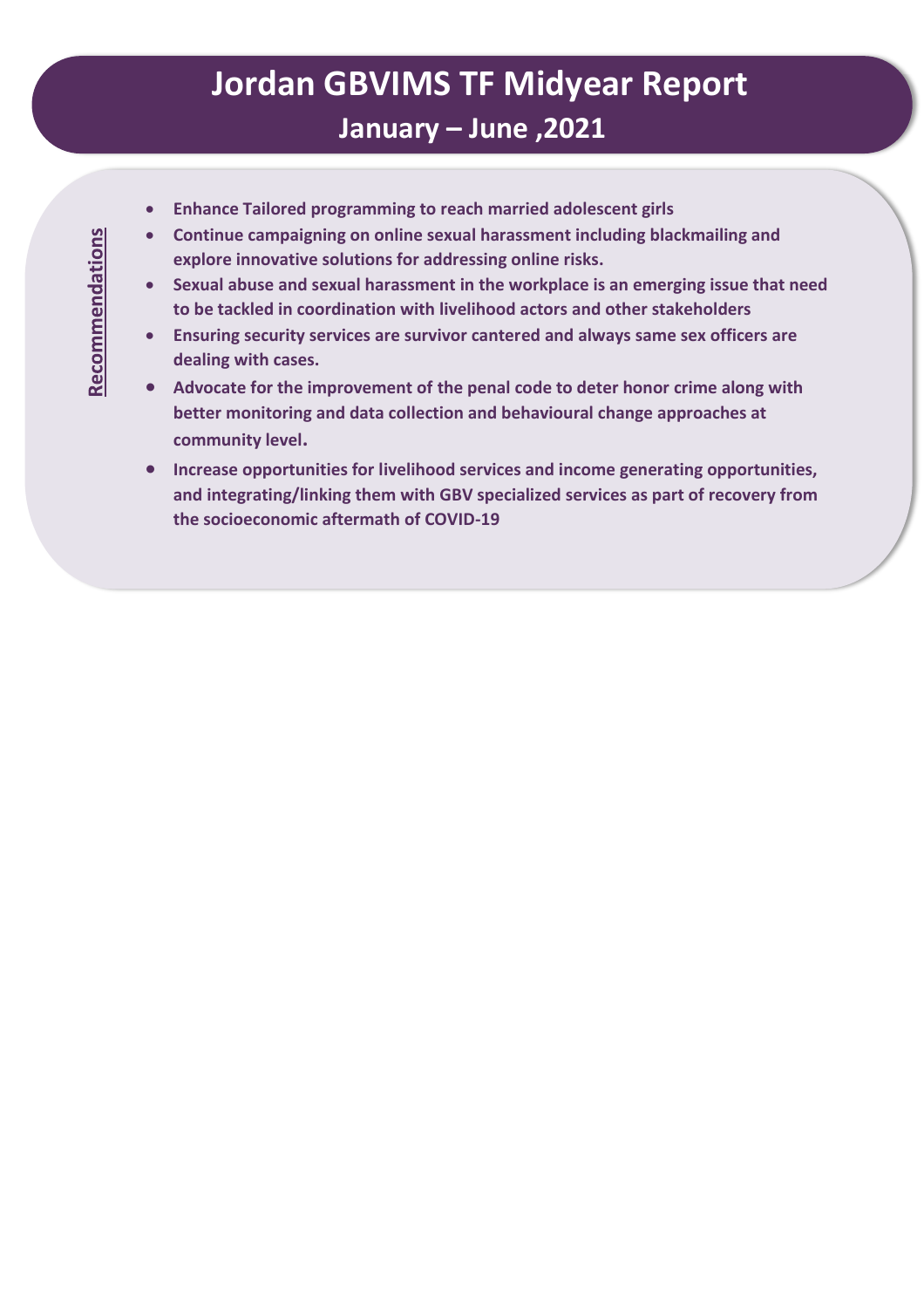# Jordan GBVIMS TF Midyear Report

## January – June ,2021

### Recommendations

- **Enhance Tailored programming to reach married adolescent girls**
- **Continue campaigning on online sexual harassment including blackmailing and explore innovative solutions for addressing online risks.**
- **Sexual abuse and sexual harassment in the workplace is an emerging issue that need to be tackled in coordination with livelihood actors and other stakeholders**
- **Ensuring security services are survivor cantered and always same sex officers are dealing with cases.**
- **Advocate for the improvement of the penal code to deter honor crime along with better monitoring and data collection and behavioural change approaches at community level.**
- **Increase opportunities for livelihood services and income generating opportunities, and integrating/linking them with GBV specialized services as part of recovery from the socioeconomic aftermath of COVID-19**